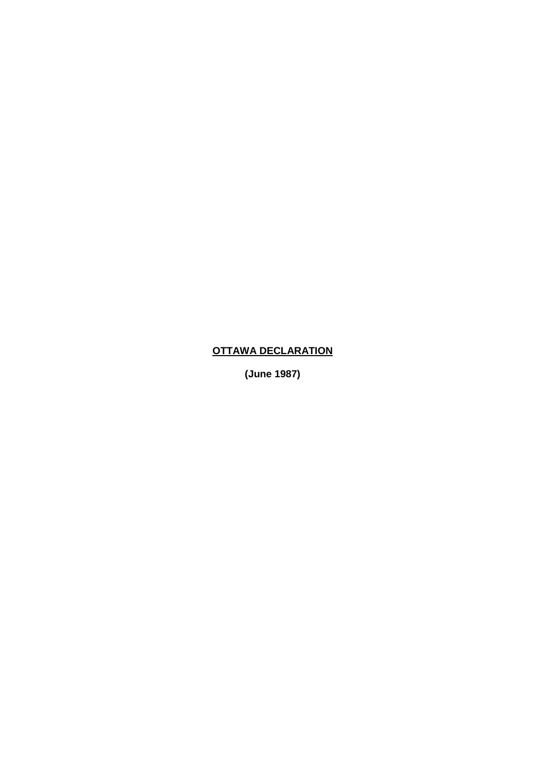# **OTTAWA DECLARATION**

**(June 1987)**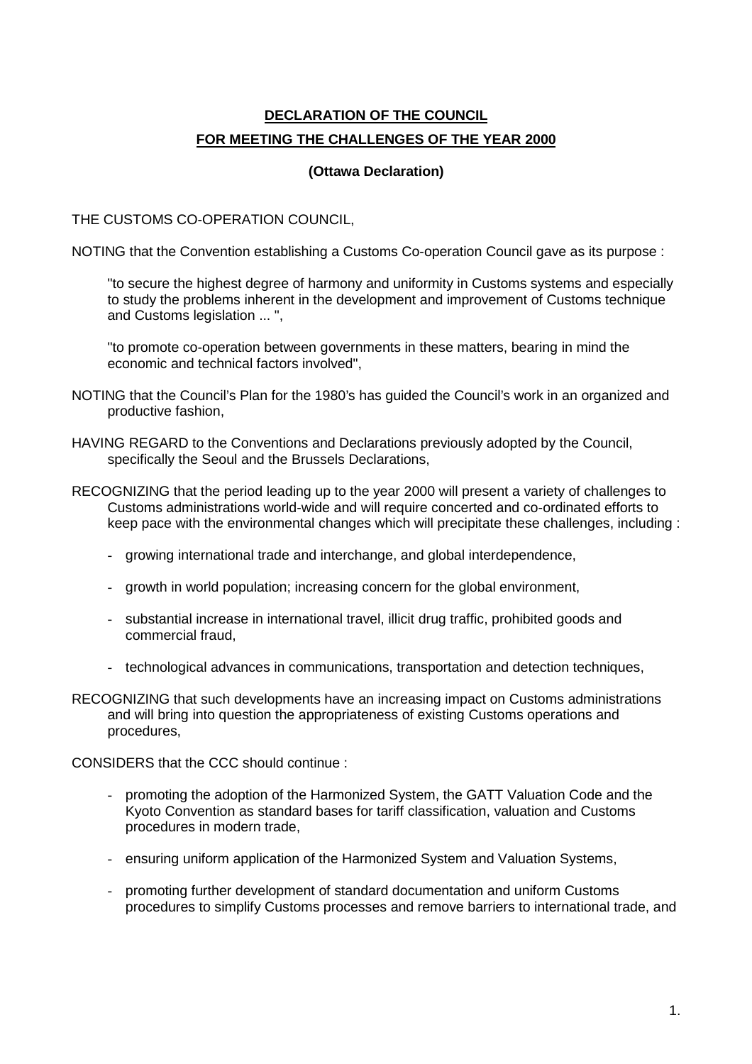**DECLARATION OF THE COUNCIL**

**FOR MEETING THE CHALLENGES OF THE YEAR 2000**

**(Ottawa Declaration)**

THE CUSTOMS CO-OPERATION COUNCIL,

NOTING that the Convention establishing a Customs Co-operation Council gave as its purpose :

> "to secure the highest degree of harmony and uniformity in Customs systems and especially to study the problems inherent in the development and improvement of Customs technique and Customs legislation ... ",
>
> "to promote co-operation between governments in these matters, bearing in mind the economic and technical factors involved",

NOTING that the Council's Plan for the 1980's has guided the Council's work in an organized and productive fashion,

HAVING REGARD to the Conventions and Declarations previously adopted by the Council, specifically the Seoul and the Brussels Declarations,

RECOGNIZING that the period leading up to the year 2000 will present a variety of challenges to Customs administrations world-wide and will require concerted and co-ordinated efforts to keep pace with the environmental changes which will precipitate these challenges, including :

- growing international trade and interchange, and global interdependence,
- growth in world population; increasing concern for the global environment,
- substantial increase in international travel, illicit drug traffic, prohibited goods and commercial fraud,
- technological advances in communications, transportation and detection techniques,

RECOGNIZING that such developments have an increasing impact on Customs administrations and will bring into question the appropriateness of existing Customs operations and procedures,

CONSIDERS that the CCC should continue :

- promoting the adoption of the Harmonized System, the GATT Valuation Code and the Kyoto Convention as standard bases for tariff classification, valuation and Customs procedures in modern trade,
- ensuring uniform application of the Harmonized System and Valuation Systems,
- promoting further development of standard documentation and uniform Customs procedures to simplify Customs processes and remove barriers to international trade, and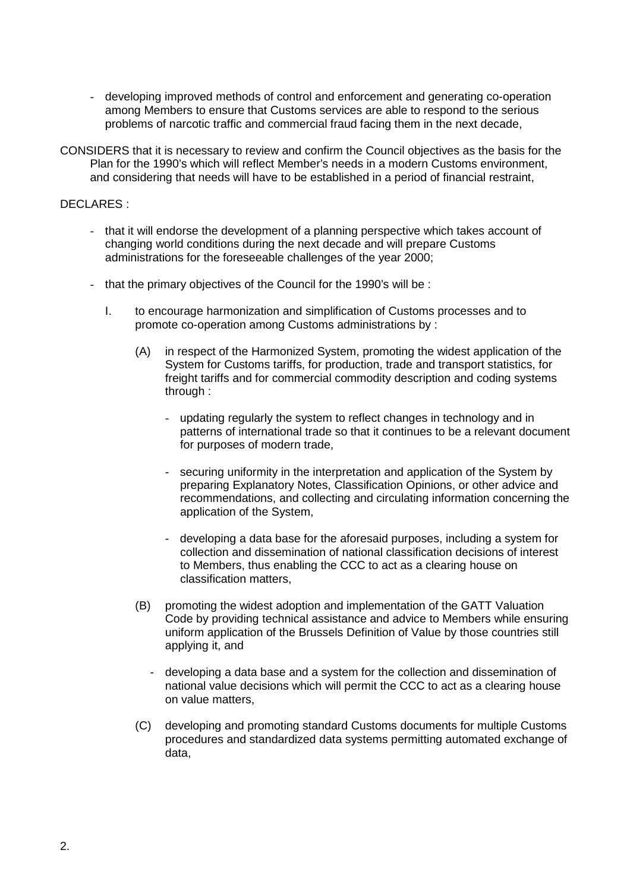- developing improved methods of control and enforcement and generating co-operation among Members to ensure that Customs services are able to respond to the serious problems of narcotic traffic and commercial fraud facing them in the next decade,

CONSIDERS that it is necessary to review and confirm the Council objectives as the basis for the Plan for the 1990's which will reflect Member's needs in a modern Customs environment, and considering that needs will have to be established in a period of financial restraint,

DECLARES :

- that it will endorse the development of a planning perspective which takes account of changing world conditions during the next decade and will prepare Customs administrations for the foreseeable challenges of the year 2000;

- that the primary objectives of the Council for the 1990's will be :

  I. to encourage harmonization and simplification of Customs processes and to promote co-operation among Customs administrations by :

     (A) in respect of the Harmonized System, promoting the widest application of the System for Customs tariffs, for production, trade and transport statistics, for freight tariffs and for commercial commodity description and coding systems through :

       - updating regularly the system to reflect changes in technology and in patterns of international trade so that it continues to be a relevant document for purposes of modern trade,

       - securing uniformity in the interpretation and application of the System by preparing Explanatory Notes, Classification Opinions, or other advice and recommendations, and collecting and circulating information concerning the application of the System,

       - developing a data base for the aforesaid purposes, including a system for collection and dissemination of national classification decisions of interest to Members, thus enabling the CCC to act as a clearing house on classification matters,

     (B) promoting the widest adoption and implementation of the GATT Valuation Code by providing technical assistance and advice to Members while ensuring uniform application of the Brussels Definition of Value by those countries still applying it, and

       - developing a data base and a system for the collection and dissemination of national value decisions which will permit the CCC to act as a clearing house on value matters,

     (C) developing and promoting standard Customs documents for multiple Customs procedures and standardized data systems permitting automated exchange of data,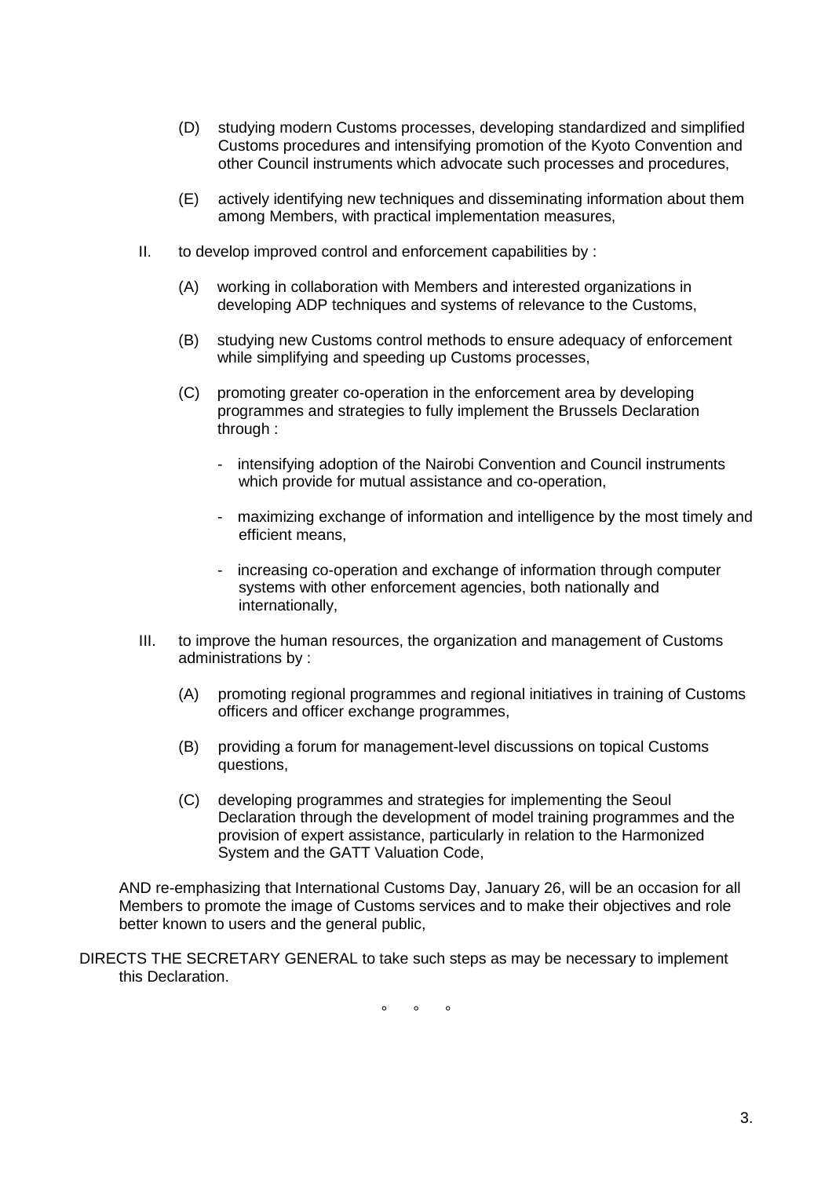(D) studying modern Customs processes, developing standardized and simplified Customs procedures and intensifying promotion of the Kyoto Convention and other Council instruments which advocate such processes and procedures,

(E) actively identifying new techniques and disseminating information about them among Members, with practical implementation measures,

II. to develop improved control and enforcement capabilities by :

(A) working in collaboration with Members and interested organizations in developing ADP techniques and systems of relevance to the Customs,

(B) studying new Customs control methods to ensure adequacy of enforcement while simplifying and speeding up Customs processes,

(C) promoting greater co-operation in the enforcement area by developing programmes and strategies to fully implement the Brussels Declaration through :

- intensifying adoption of the Nairobi Convention and Council instruments which provide for mutual assistance and co-operation,

- maximizing exchange of information and intelligence by the most timely and efficient means,

- increasing co-operation and exchange of information through computer systems with other enforcement agencies, both nationally and internationally,

III. to improve the human resources, the organization and management of Customs administrations by :

(A) promoting regional programmes and regional initiatives in training of Customs officers and officer exchange programmes,

(B) providing a forum for management-level discussions on topical Customs questions,

(C) developing programmes and strategies for implementing the Seoul Declaration through the development of model training programmes and the provision of expert assistance, particularly in relation to the Harmonized System and the GATT Valuation Code,

AND re-emphasizing that International Customs Day, January 26, will be an occasion for all Members to promote the image of Customs services and to make their objectives and role better known to users and the general public,

DIRECTS THE SECRETARY GENERAL to take such steps as may be necessary to implement this Declaration.

° ° °